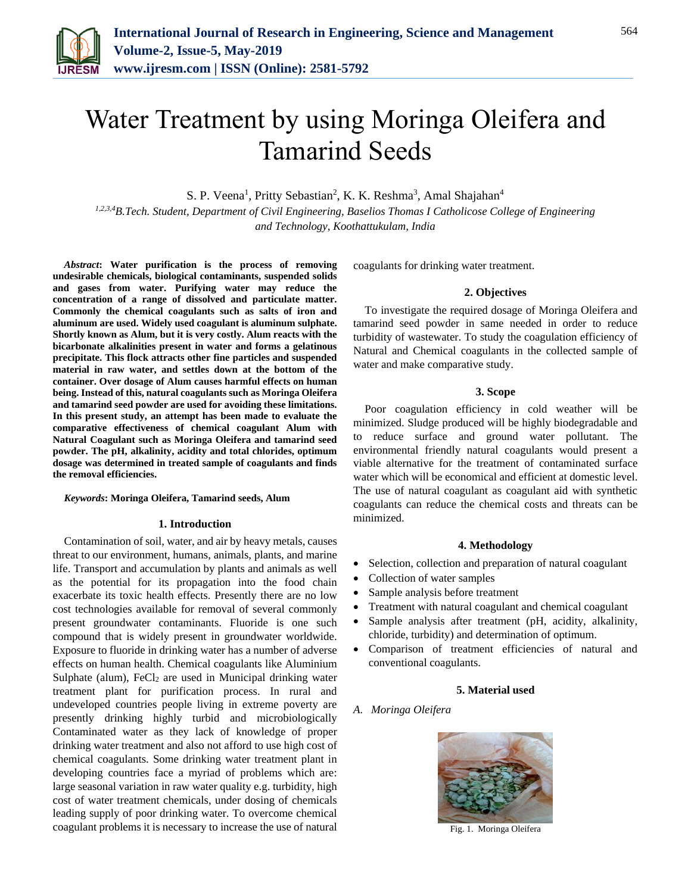# Water Treatment by using Moringa Oleifera and Tamarind Seeds

S. P. Veena[1], Pritty Sebastian[2], K. K. Reshma[3], Amal Shajahan[4]

[1,2,3,4]*B.Tech. Student, Department of Civil Engineering, Baselios Thomas I Catholicose College of Engineering and Technology, Koothattukulam, India*

***Abstract*: Water purification is the process of removing undesirable chemicals, biological contaminants, suspended solids and gases from water. Purifying water may reduce the concentration of a range of dissolved and particulate matter. Commonly the chemical coagulants such as salts of iron and aluminum are used. Widely used coagulant is aluminum sulphate. Shortly known as Alum, but it is very costly. Alum reacts with the bicarbonate alkalinities present in water and forms a gelatinous precipitate. This flock attracts other fine particles and suspended material in raw water, and settles down at the bottom of the container. Over dosage of Alum causes harmful effects on human being. Instead of this, natural coagulants such as Moringa Oleifera and tamarind seed powder are used for avoiding these limitations. In this present study, an attempt has been made to evaluate the comparative effectiveness of chemical coagulant Alum with Natural Coagulant such as Moringa Oleifera and tamarind seed powder. The pH, alkalinity, acidity and total chlorides, optimum dosage was determined in treated sample of coagulants and finds the removal efficiencies.**

***Keywords*: Moringa Oleifera, Tamarind seeds, Alum**

## 1. Introduction

Contamination of soil, water, and air by heavy metals, causes threat to our environment, humans, animals, plants, and marine life. Transport and accumulation by plants and animals as well as the potential for its propagation into the food chain exacerbate its toxic health effects. Presently there are no low cost technologies available for removal of several commonly present groundwater contaminants. Fluoride is one such compound that is widely present in groundwater worldwide. Exposure to fluoride in drinking water has a number of adverse effects on human health. Chemical coagulants like Aluminium Sulphate (alum), $FeCl_2$ are used in Municipal drinking water treatment plant for purification process. In rural and undeveloped countries people living in extreme poverty are presently drinking highly turbid and microbiologically Contaminated water as they lack of knowledge of proper drinking water treatment and also not afford to use high cost of chemical coagulants. Some drinking water treatment plant in developing countries face a myriad of problems which are: large seasonal variation in raw water quality e.g. turbidity, high cost of water treatment chemicals, under dosing of chemicals leading supply of poor drinking water. To overcome chemical coagulant problems it is necessary to increase the use of natural coagulants for drinking water treatment.

## 2. Objectives

To investigate the required dosage of Moringa Oleifera and tamarind seed powder in same needed in order to reduce turbidity of wastewater. To study the coagulation efficiency of Natural and Chemical coagulants in the collected sample of water and make comparative study.

## 3. Scope

Poor coagulation efficiency in cold weather will be minimized. Sludge produced will be highly biodegradable and to reduce surface and ground water pollutant. The environmental friendly natural coagulants would present a viable alternative for the treatment of contaminated surface water which will be economical and efficient at domestic level. The use of natural coagulant as coagulant aid with synthetic coagulants can reduce the chemical costs and threats can be minimized.

## 4. Methodology

- Selection, collection and preparation of natural coagulant
- Collection of water samples
- Sample analysis before treatment
- Treatment with natural coagulant and chemical coagulant
- Sample analysis after treatment (pH, acidity, alkalinity, chloride, turbidity) and determination of optimum.
- Comparison of treatment efficiencies of natural and conventional coagulants.

## 5. Material used

*A. Moringa Oleifera*

Fig. 1. Moringa Oleifera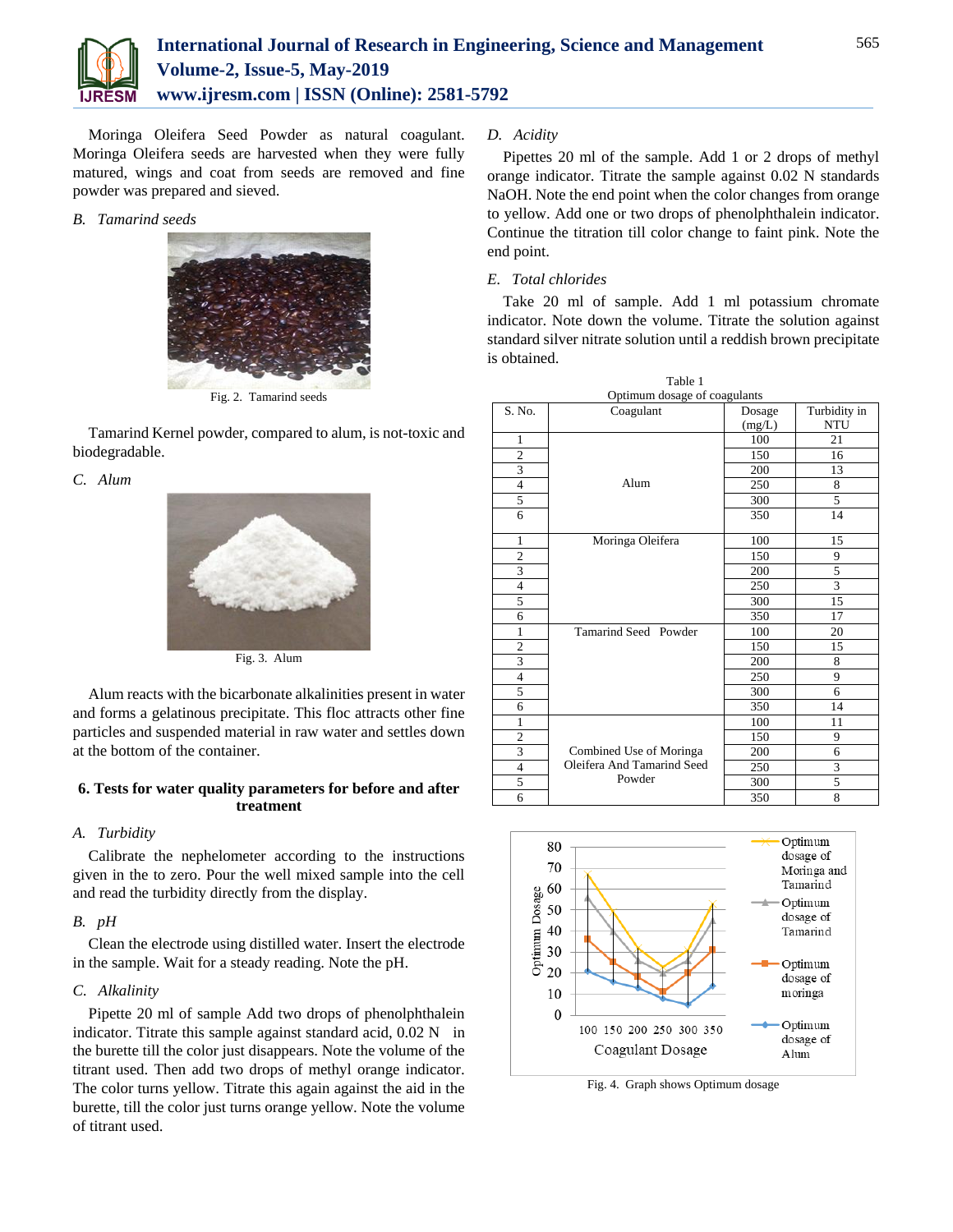Moringa Oleifera Seed Powder as natural coagulant. Moringa Oleifera seeds are harvested when they were fully matured, wings and coat from seeds are removed and fine powder was prepared and sieved.

### *B. Tamarind seeds*

Fig. 2. Tamarind seeds

Tamarind Kernel powder, compared to alum, is not-toxic and biodegradable.

### *C. Alum*

Fig. 3. Alum

Alum reacts with the bicarbonate alkalinities present in water and forms a gelatinous precipitate. This floc attracts other fine particles and suspended material in raw water and settles down at the bottom of the container.

## 6. Tests for water quality parameters for before and after treatment

### *A. Turbidity*

Calibrate the nephelometer according to the instructions given in the to zero. Pour the well mixed sample into the cell and read the turbidity directly from the display.

### *B. pH*

Clean the electrode using distilled water. Insert the electrode in the sample. Wait for a steady reading. Note the pH.

### *C. Alkalinity*

Pipette 20 ml of sample Add two drops of phenolphthalein indicator. Titrate this sample against standard acid, 0.02 N in the burette till the color just disappears. Note the volume of the titrant used. Then add two drops of methyl orange indicator. The color turns yellow. Titrate this again against the aid in the burette, till the color just turns orange yellow. Note the volume of titrant used.

### *D. Acidity*

Pipettes 20 ml of the sample. Add 1 or 2 drops of methyl orange indicator. Titrate the sample against 0.02 N standards NaOH. Note the end point when the color changes from orange to yellow. Add one or two drops of phenolphthalein indicator. Continue the titration till color change to faint pink. Note the end point.

### *E. Total chlorides*

Take 20 ml of sample. Add 1 ml potassium chromate indicator. Note down the volume. Titrate the solution against standard silver nitrate solution until a reddish brown precipitate is obtained.

Table 1
Optimum dosage of coagulants

| S. No. | Coagulant | Dosage (mg/L) | Turbidity in NTU |
|---|---|---|---|
| 1 | Alum | 100 | 21 |
| 2 | | 150 | 16 |
| 3 | | 200 | 13 |
| 4 | | 250 | 8 |
| 5 | | 300 | 5 |
| 6 | | 350 | 14 |
| 1 | Moringa Oleifera | 100 | 15 |
| 2 | | 150 | 9 |
| 3 | | 200 | 5 |
| 4 | | 250 | 3 |
| 5 | | 300 | 15 |
| 6 | | 350 | 17 |
| 1 | Tamarind Seed Powder | 100 | 20 |
| 2 | | 150 | 15 |
| 3 | | 200 | 8 |
| 4 | | 250 | 9 |
| 5 | | 300 | 6 |
| 6 | | 350 | 14 |
| 1 | Combined Use of Moringa Oleifera And Tamarind Seed Powder | 100 | 11 |
| 2 | | 150 | 9 |
| 3 | | 200 | 6 |
| 4 | | 250 | 3 |
| 5 | | 300 | 5 |
| 6 | | 350 | 8 |

Fig. 4. Graph shows Optimum dosage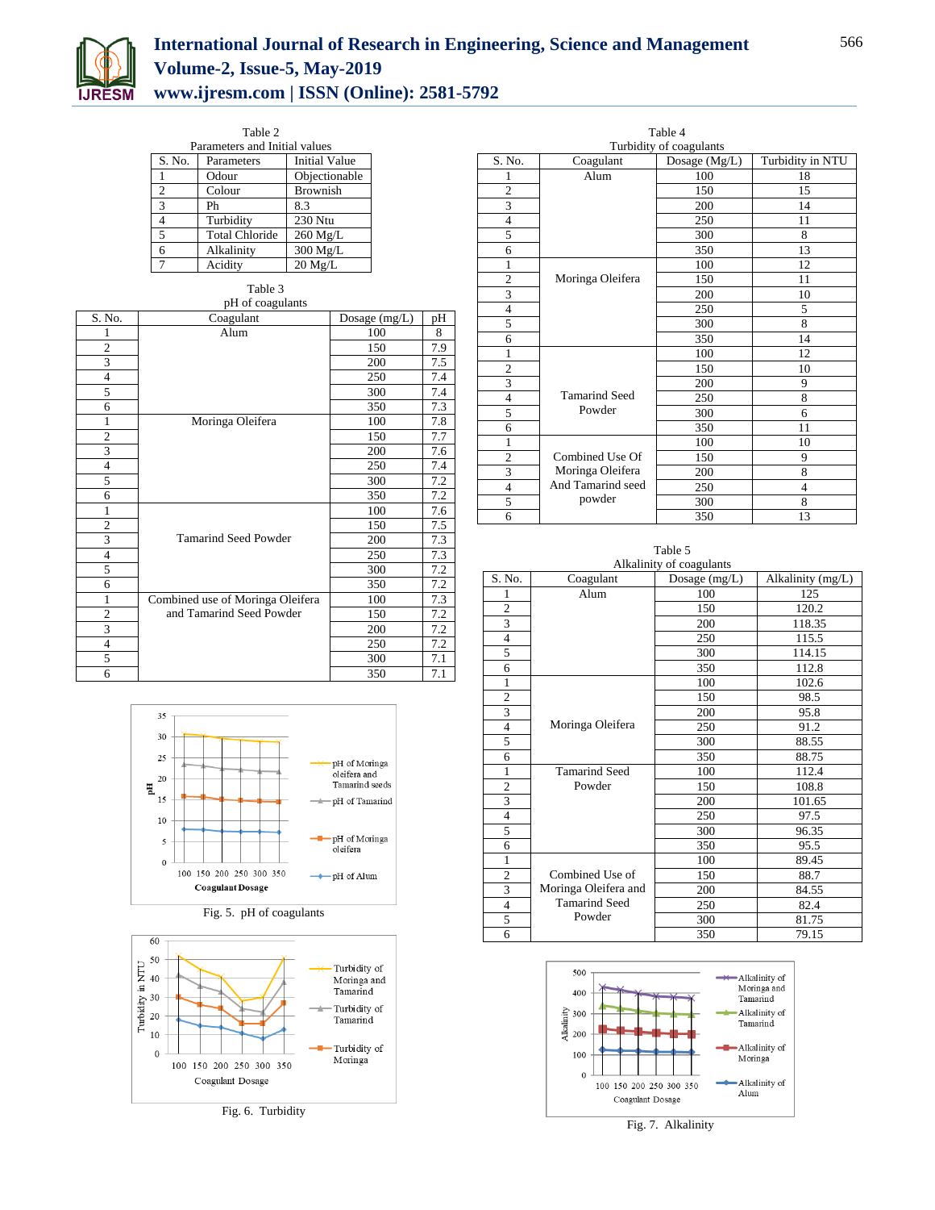Table 2
Parameters and Initial values

| S. No. | Parameters | Initial Value |
|---|---|---|
| 1 | Odour | Objectionable |
| 2 | Colour | Brownish |
| 3 | Ph | 8.3 |
| 4 | Turbidity | 230 Ntu |
| 5 | Total Chloride | 260 Mg/L |
| 6 | Alkalinity | 300 Mg/L |
| 7 | Acidity | 20 Mg/L |

Table 3
pH of coagulants

| S. No. | Coagulant | Dosage (mg/L) | pH |
|---|---|---|---|
| 1 | Alum | 100 | 8 |
| 2 | | 150 | 7.9 |
| 3 | | 200 | 7.5 |
| 4 | | 250 | 7.4 |
| 5 | | 300 | 7.4 |
| 6 | | 350 | 7.3 |
| 1 | Moringa Oleifera | 100 | 7.8 |
| 2 | | 150 | 7.7 |
| 3 | | 200 | 7.6 |
| 4 | | 250 | 7.4 |
| 5 | | 300 | 7.2 |
| 6 | | 350 | 7.2 |
| 1 | Tamarind Seed Powder | 100 | 7.6 |
| 2 | | 150 | 7.5 |
| 3 | | 200 | 7.3 |
| 4 | | 250 | 7.3 |
| 5 | | 300 | 7.2 |
| 6 | | 350 | 7.2 |
| 1 | Combined use of Moringa Oleifera and Tamarind Seed Powder | 100 | 7.3 |
| 2 | | 150 | 7.2 |
| 3 | | 200 | 7.2 |
| 4 | | 250 | 7.2 |
| 5 | | 300 | 7.1 |
| 6 | | 350 | 7.1 |

Fig. 5. pH of coagulants

Fig. 6. Turbidity

Table 4
Turbidity of coagulants

| S. No. | Coagulant | Dosage (Mg/L) | Turbidity in NTU |
|---|---|---|---|
| 1 | Alum | 100 | 18 |
| 2 | | 150 | 15 |
| 3 | | 200 | 14 |
| 4 | | 250 | 11 |
| 5 | | 300 | 8 |
| 6 | | 350 | 13 |
| 1 | Moringa Oleifera | 100 | 12 |
| 2 | | 150 | 11 |
| 3 | | 200 | 10 |
| 4 | | 250 | 5 |
| 5 | | 300 | 8 |
| 6 | | 350 | 14 |
| 1 | Tamarind Seed Powder | 100 | 12 |
| 2 | | 150 | 10 |
| 3 | | 200 | 9 |
| 4 | | 250 | 8 |
| 5 | | 300 | 6 |
| 6 | | 350 | 11 |
| 1 | Combined Use Of Moringa Oleifera And Tamarind seed powder | 100 | 10 |
| 2 | | 150 | 9 |
| 3 | | 200 | 8 |
| 4 | | 250 | 4 |
| 5 | | 300 | 8 |
| 6 | | 350 | 13 |

Table 5
Alkalinity of coagulants

| S. No. | Coagulant | Dosage (mg/L) | Alkalinity (mg/L) |
|---|---|---|---|
| 1 | Alum | 100 | 125 |
| 2 | | 150 | 120.2 |
| 3 | | 200 | 118.35 |
| 4 | | 250 | 115.5 |
| 5 | | 300 | 114.15 |
| 6 | | 350 | 112.8 |
| 1 | Moringa Oleifera | 100 | 102.6 |
| 2 | | 150 | 98.5 |
| 3 | | 200 | 95.8 |
| 4 | | 250 | 91.2 |
| 5 | | 300 | 88.55 |
| 6 | | 350 | 88.75 |
| 1 | Tamarind Seed Powder | 100 | 112.4 |
| 2 | | 150 | 108.8 |
| 3 | | 200 | 101.65 |
| 4 | | 250 | 97.5 |
| 5 | | 300 | 96.35 |
| 6 | | 350 | 95.5 |
| 1 | Combined Use of Moringa Oleifera and Tamarind Seed Powder | 100 | 89.45 |
| 2 | | 150 | 88.7 |
| 3 | | 200 | 84.55 |
| 4 | | 250 | 82.4 |
| 5 | | 300 | 81.75 |
| 6 | | 350 | 79.15 |

Fig. 7. Alkalinity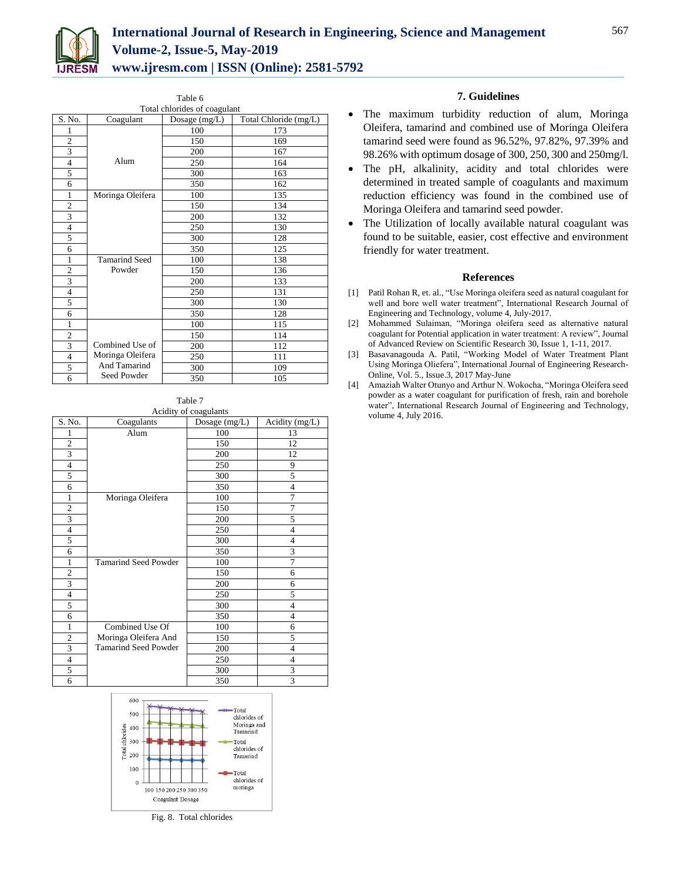Table 6
Total chlorides of coagulant

| S. No. | Coagulant | Dosage (mg/L) | Total Chloride (mg/L) |
|---|---|---|---|
| 1 | Alum | 100 | 173 |
| 2 | | 150 | 169 |
| 3 | | 200 | 167 |
| 4 | | 250 | 164 |
| 5 | | 300 | 163 |
| 6 | | 350 | 162 |
| 1 | Moringa Oleifera | 100 | 135 |
| 2 | | 150 | 134 |
| 3 | | 200 | 132 |
| 4 | | 250 | 130 |
| 5 | | 300 | 128 |
| 6 | | 350 | 125 |
| 1 | Tamarind Seed Powder | 100 | 138 |
| 2 | | 150 | 136 |
| 3 | | 200 | 133 |
| 4 | | 250 | 131 |
| 5 | | 300 | 130 |
| 6 | | 350 | 128 |
| 1 | Combined Use of Moringa Oleifera And Tamarind Seed Powder | 100 | 115 |
| 2 | | 150 | 114 |
| 3 | | 200 | 112 |
| 4 | | 250 | 111 |
| 5 | | 300 | 109 |
| 6 | | 350 | 105 |

Table 7
Acidity of coagulants

| S. No. | Coagulants | Dosage (mg/L) | Acidity (mg/L) |
|---|---|---|---|
| 1 | Alum | 100 | 13 |
| 2 | | 150 | 12 |
| 3 | | 200 | 12 |
| 4 | | 250 | 9 |
| 5 | | 300 | 5 |
| 6 | | 350 | 4 |
| 1 | Moringa Oleifera | 100 | 7 |
| 2 | | 150 | 7 |
| 3 | | 200 | 5 |
| 4 | | 250 | 4 |
| 5 | | 300 | 4 |
| 6 | | 350 | 3 |
| 1 | Tamarind Seed Powder | 100 | 7 |
| 2 | | 150 | 6 |
| 3 | | 200 | 6 |
| 4 | | 250 | 5 |
| 5 | | 300 | 4 |
| 6 | | 350 | 4 |
| 1 | Combined Use Of Moringa Oleifera And Tamarind Seed Powder | 100 | 6 |
| 2 | | 150 | 5 |
| 3 | | 200 | 4 |
| 4 | | 250 | 4 |
| 5 | | 300 | 3 |
| 6 | | 350 | 3 |

600
500
400
300
200
100
0
Total chlorides
100 150 200 250 300 350
Coagulant Dosage
Total chlorides of Moringa and Tamarind
Total chlorides of Tamarind
Total chlorides of moringa

Fig. 8. Total chlorides

## 7. Guidelines

- The maximum turbidity reduction of alum, Moringa Oleifera, tamarind and combined use of Moringa Oleifera tamarind seed were found as 96.52%, 97.82%, 97.39% and 98.26% with optimum dosage of 300, 250, 300 and 250mg/l.
- The pH, alkalinity, acidity and total chlorides were determined in treated sample of coagulants and maximum reduction efficiency was found in the combined use of Moringa Oleifera and tamarind seed powder.
- The Utilization of locally available natural coagulant was found to be suitable, easier, cost effective and environment friendly for water treatment.

## References

[1] Patil Rohan R, et. al., "Use Moringa oleifera seed as natural coagulant for well and bore well water treatment", International Research Journal of Engineering and Technology, volume 4, July-2017.

[2] Mohammed Sulaiman, "Moringa oleifera seed as alternative natural coagulant for Potential application in water treatment: A review", Journal of Advanced Review on Scientific Research 30, Issue 1, 1-11, 2017.

[3] Basavanagouda A. Patil, "Working Model of Water Treatment Plant Using Moringa Oliefera", International Journal of Engineering Research-Online, Vol. 5., Issue.3, 2017 May-June

[4] Amaziah Walter Otunyo and Arthur N. Wokocha, "Moringa Oleifera seed powder as a water coagulant for purification of fresh, rain and borehole water", International Research Journal of Engineering and Technology, volume 4, July 2016.